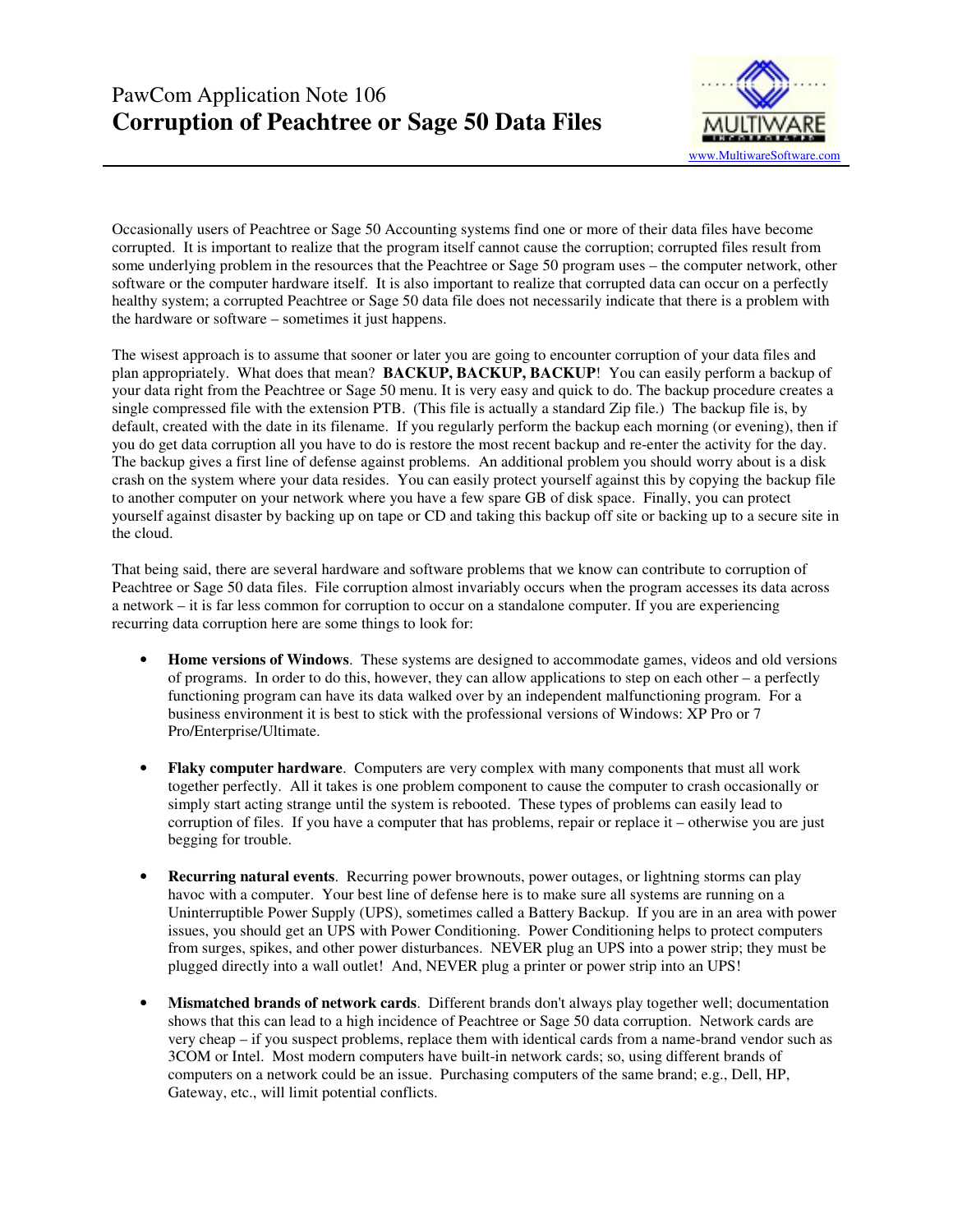PawCom Application Note 106

# Corruption of Peachtree or Sage 50 Data Files

www.MultiwareSoftware.com

Occasionally users of Peachtree or Sage 50 Accounting systems find one or more of their data files have become corrupted. It is important to realize that the program itself cannot cause the corruption; corrupted files result from some underlying problem in the resources that the Peachtree or Sage 50 program uses – the computer network, other software or the computer hardware itself. It is also important to realize that corrupted data can occur on a perfectly healthy system; a corrupted Peachtree or Sage 50 data file does not necessarily indicate that there is a problem with the hardware or software – sometimes it just happens.

The wisest approach is to assume that sooner or later you are going to encounter corruption of your data files and plan appropriately. What does that mean? **BACKUP, BACKUP, BACKUP**! You can easily perform a backup of your data right from the Peachtree or Sage 50 menu. It is very easy and quick to do. The backup procedure creates a single compressed file with the extension PTB. (This file is actually a standard Zip file.) The backup file is, by default, created with the date in its filename. If you regularly perform the backup each morning (or evening), then if you do get data corruption all you have to do is restore the most recent backup and re-enter the activity for the day. The backup gives a first line of defense against problems. An additional problem you should worry about is a disk crash on the system where your data resides. You can easily protect yourself against this by copying the backup file to another computer on your network where you have a few spare GB of disk space. Finally, you can protect yourself against disaster by backing up on tape or CD and taking this backup off site or backing up to a secure site in the cloud.

That being said, there are several hardware and software problems that we know can contribute to corruption of Peachtree or Sage 50 data files. File corruption almost invariably occurs when the program accesses its data across a network – it is far less common for corruption to occur on a standalone computer. If you are experiencing recurring data corruption here are some things to look for:

- **Home versions of Windows**. These systems are designed to accommodate games, videos and old versions of programs. In order to do this, however, they can allow applications to step on each other – a perfectly functioning program can have its data walked over by an independent malfunctioning program. For a business environment it is best to stick with the professional versions of Windows: XP Pro or 7 Pro/Enterprise/Ultimate.

- **Flaky computer hardware**. Computers are very complex with many components that must all work together perfectly. All it takes is one problem component to cause the computer to crash occasionally or simply start acting strange until the system is rebooted. These types of problems can easily lead to corruption of files. If you have a computer that has problems, repair or replace it – otherwise you are just begging for trouble.

- **Recurring natural events**. Recurring power brownouts, power outages, or lightning storms can play havoc with a computer. Your best line of defense here is to make sure all systems are running on a Uninterruptible Power Supply (UPS), sometimes called a Battery Backup. If you are in an area with power issues, you should get an UPS with Power Conditioning. Power Conditioning helps to protect computers from surges, spikes, and other power disturbances. NEVER plug an UPS into a power strip; they must be plugged directly into a wall outlet! And, NEVER plug a printer or power strip into an UPS!

- **Mismatched brands of network cards**. Different brands don't always play together well; documentation shows that this can lead to a high incidence of Peachtree or Sage 50 data corruption. Network cards are very cheap – if you suspect problems, replace them with identical cards from a name-brand vendor such as 3COM or Intel. Most modern computers have built-in network cards; so, using different brands of computers on a network could be an issue. Purchasing computers of the same brand; e.g., Dell, HP, Gateway, etc., will limit potential conflicts.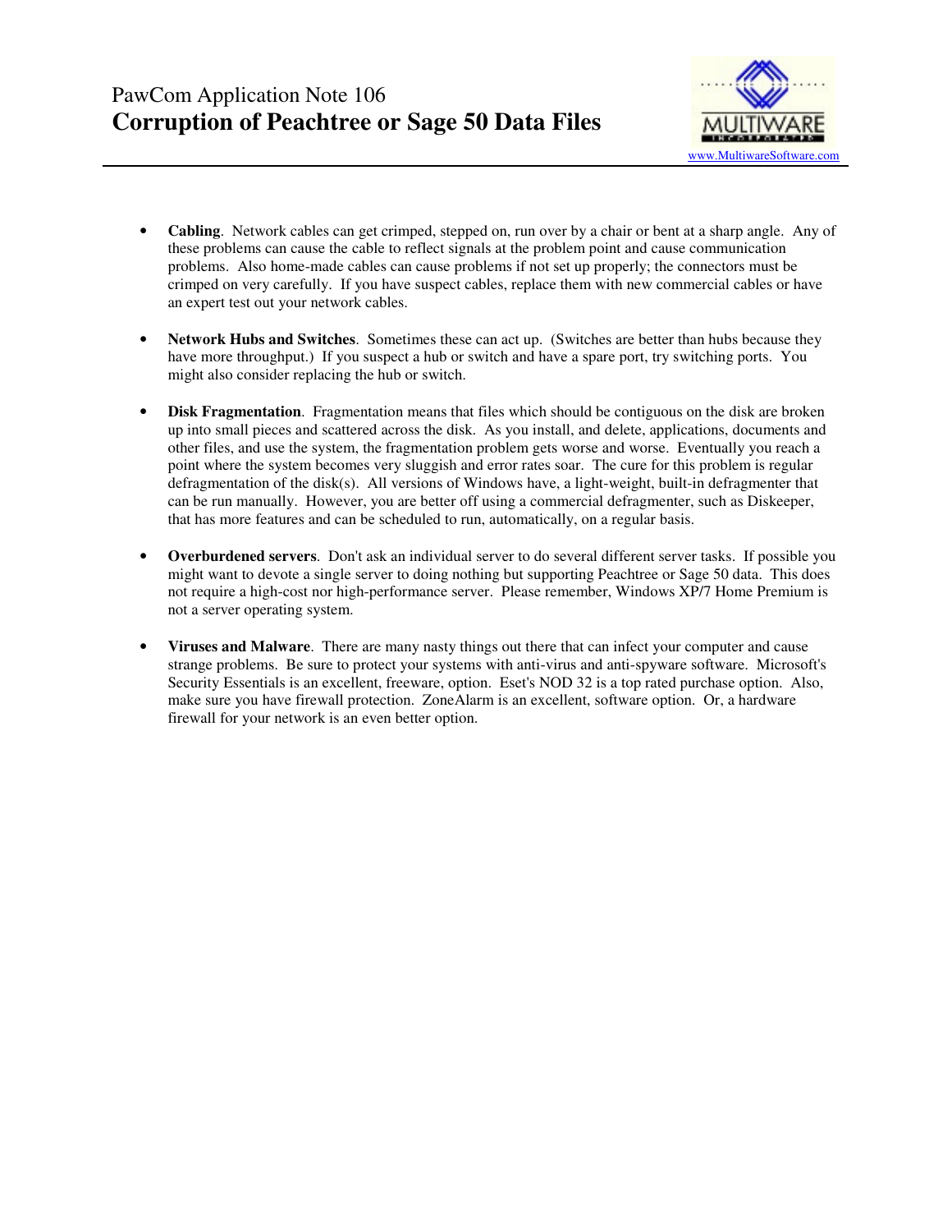- **Cabling**. Network cables can get crimped, stepped on, run over by a chair or bent at a sharp angle. Any of these problems can cause the cable to reflect signals at the problem point and cause communication problems. Also home-made cables can cause problems if not set up properly; the connectors must be crimped on very carefully. If you have suspect cables, replace them with new commercial cables or have an expert test out your network cables.

- **Network Hubs and Switches**. Sometimes these can act up. (Switches are better than hubs because they have more throughput.) If you suspect a hub or switch and have a spare port, try switching ports. You might also consider replacing the hub or switch.

- **Disk Fragmentation**. Fragmentation means that files which should be contiguous on the disk are broken up into small pieces and scattered across the disk. As you install, and delete, applications, documents and other files, and use the system, the fragmentation problem gets worse and worse. Eventually you reach a point where the system becomes very sluggish and error rates soar. The cure for this problem is regular defragmentation of the disk(s). All versions of Windows have, a light-weight, built-in defragmenter that can be run manually. However, you are better off using a commercial defragmenter, such as Diskeeper, that has more features and can be scheduled to run, automatically, on a regular basis.

- **Overburdened servers**. Don't ask an individual server to do several different server tasks. If possible you might want to devote a single server to doing nothing but supporting Peachtree or Sage 50 data. This does not require a high-cost nor high-performance server. Please remember, Windows XP/7 Home Premium is not a server operating system.

- **Viruses and Malware**. There are many nasty things out there that can infect your computer and cause strange problems. Be sure to protect your systems with anti-virus and anti-spyware software. Microsoft's Security Essentials is an excellent, freeware, option. Eset's NOD 32 is a top rated purchase option. Also, make sure you have firewall protection. ZoneAlarm is an excellent, software option. Or, a hardware firewall for your network is an even better option.